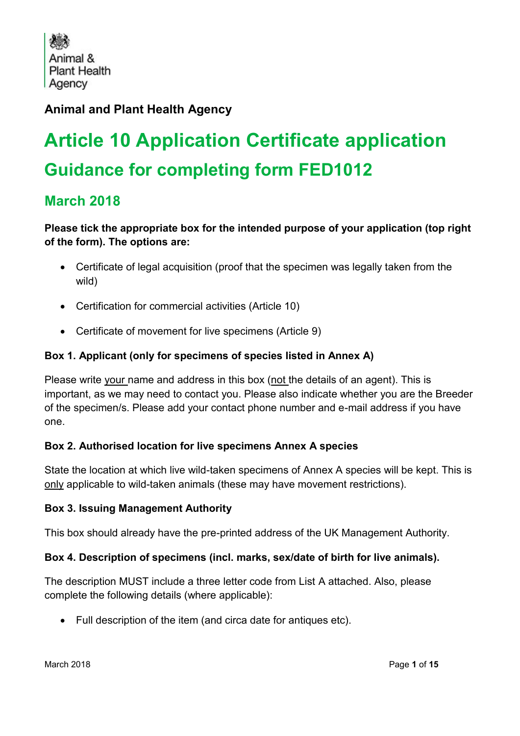Animal & Plant Health Agency

**Animal and Plant Health Agency**

# Article 10 Application Certificate application

## Guidance for completing form FED1012

### March 2018

**Please tick the appropriate box for the intended purpose of your application (top right of the form). The options are:**

- Certificate of legal acquisition (proof that the specimen was legally taken from the wild)
- Certification for commercial activities (Article 10)
- Certificate of movement for live specimens (Article 9)

**Box 1. Applicant (only for specimens of species listed in Annex A)**

Please write your name and address in this box (not the details of an agent). This is important, as we may need to contact you. Please also indicate whether you are the Breeder of the specimen/s. Please add your contact phone number and e-mail address if you have one.

**Box 2. Authorised location for live specimens Annex A species**

State the location at which live wild-taken specimens of Annex A species will be kept. This is only applicable to wild-taken animals (these may have movement restrictions).

**Box 3. Issuing Management Authority**

This box should already have the pre-printed address of the UK Management Authority.

**Box 4. Description of specimens (incl. marks, sex/date of birth for live animals).**

The description MUST include a three letter code from List A attached. Also, please complete the following details (where applicable):

- Full description of the item (and circa date for antiques etc).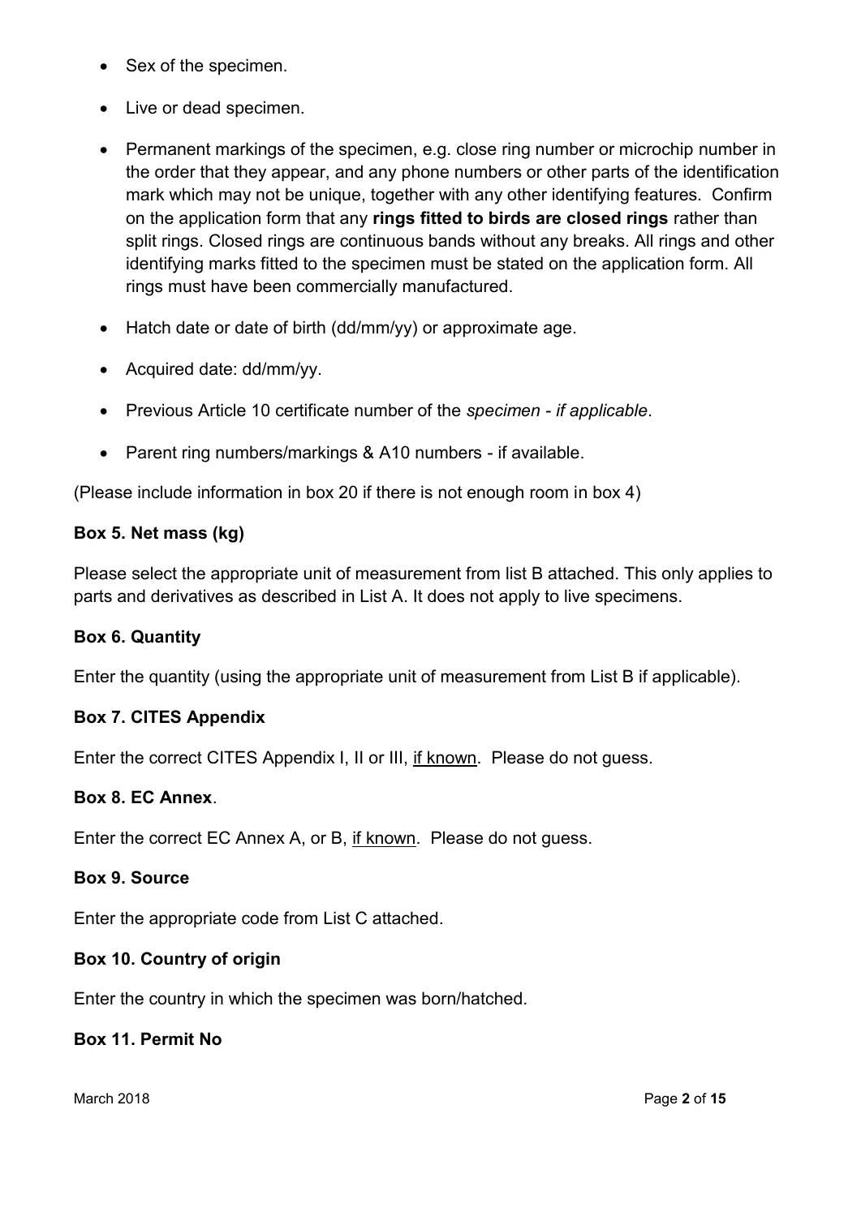- Sex of the specimen.
- Live or dead specimen.
- Permanent markings of the specimen, e.g. close ring number or microchip number in the order that they appear, and any phone numbers or other parts of the identification mark which may not be unique, together with any other identifying features. Confirm on the application form that any **rings fitted to birds are closed rings** rather than split rings. Closed rings are continuous bands without any breaks. All rings and other identifying marks fitted to the specimen must be stated on the application form. All rings must have been commercially manufactured.
- Hatch date or date of birth (dd/mm/yy) or approximate age.
- Acquired date: dd/mm/yy.
- Previous Article 10 certificate number of the *specimen - if applicable*.
- Parent ring numbers/markings & A10 numbers - if available.

(Please include information in box 20 if there is not enough room in box 4)

**Box 5. Net mass (kg)**

Please select the appropriate unit of measurement from list B attached. This only applies to parts and derivatives as described in List A. It does not apply to live specimens.

**Box 6. Quantity**

Enter the quantity (using the appropriate unit of measurement from List B if applicable).

**Box 7. CITES Appendix**

Enter the correct CITES Appendix I, II or III, <u>if known</u>. Please do not guess.

**Box 8. EC Annex**.

Enter the correct EC Annex A, or B, <u>if known</u>. Please do not guess.

**Box 9. Source**

Enter the appropriate code from List C attached.

**Box 10. Country of origin**

Enter the country in which the specimen was born/hatched.

**Box 11. Permit No**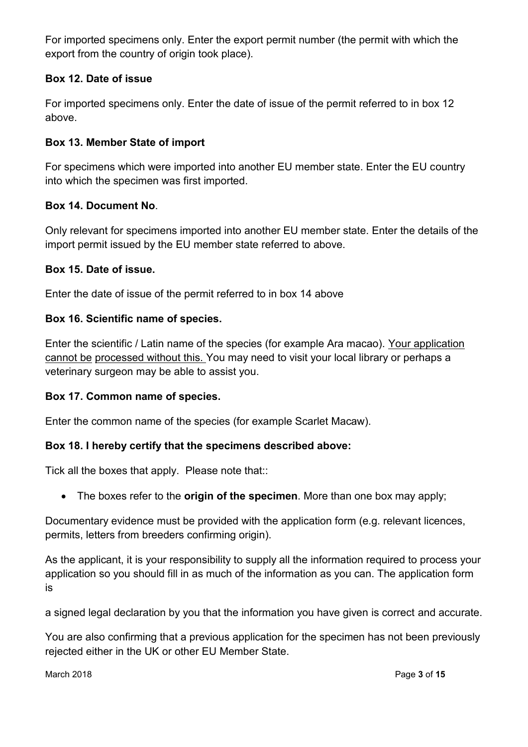For imported specimens only. Enter the export permit number (the permit with which the export from the country of origin took place).

**Box 12. Date of issue**

For imported specimens only. Enter the date of issue of the permit referred to in box 12 above.

**Box 13. Member State of import**

For specimens which were imported into another EU member state. Enter the EU country into which the specimen was first imported.

**Box 14. Document No**.

Only relevant for specimens imported into another EU member state. Enter the details of the import permit issued by the EU member state referred to above.

**Box 15. Date of issue.**

Enter the date of issue of the permit referred to in box 14 above

**Box 16. Scientific name of species.**

Enter the scientific / Latin name of the species (for example Ara macao). Your application cannot be processed without this. You may need to visit your local library or perhaps a veterinary surgeon may be able to assist you.

**Box 17. Common name of species.**

Enter the common name of the species (for example Scarlet Macaw).

**Box 18. I hereby certify that the specimens described above:**

Tick all the boxes that apply. Please note that::

- The boxes refer to the **origin of the specimen**. More than one box may apply;

Documentary evidence must be provided with the application form (e.g. relevant licences, permits, letters from breeders confirming origin).

As the applicant, it is your responsibility to supply all the information required to process your application so you should fill in as much of the information as you can. The application form is

a signed legal declaration by you that the information you have given is correct and accurate.

You are also confirming that a previous application for the specimen has not been previously rejected either in the UK or other EU Member State.

March 2018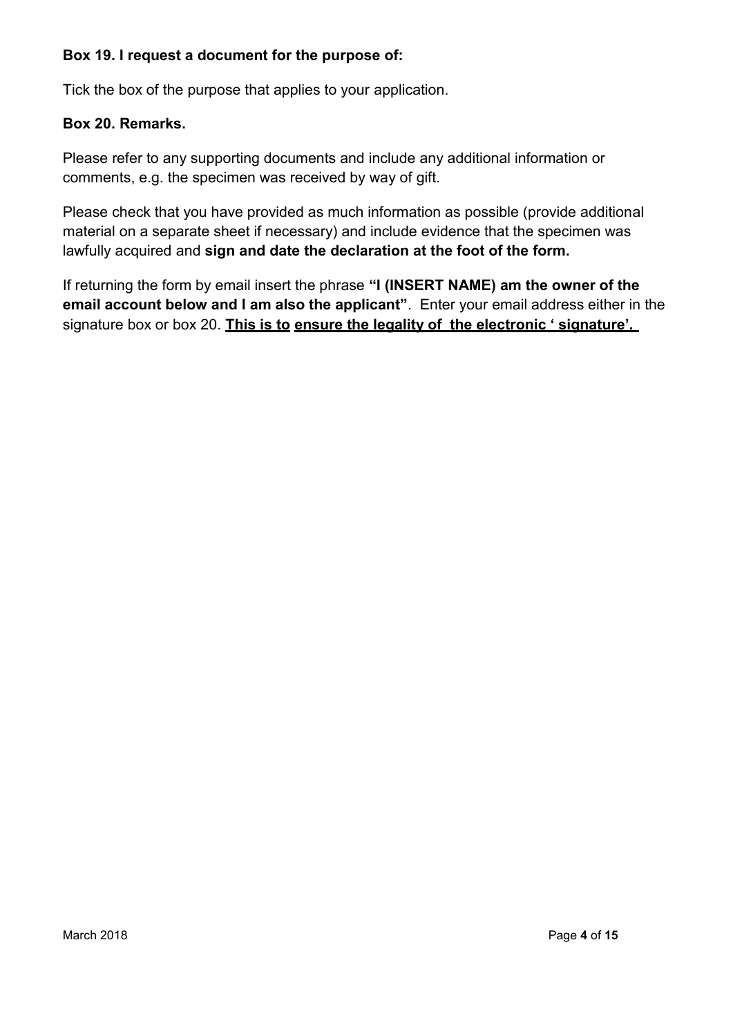**Box 19. I request a document for the purpose of:**

Tick the box of the purpose that applies to your application.

**Box 20. Remarks.**

Please refer to any supporting documents and include any additional information or comments, e.g. the specimen was received by way of gift.

Please check that you have provided as much information as possible (provide additional material on a separate sheet if necessary) and include evidence that the specimen was lawfully acquired and **sign and date the declaration at the foot of the form.**

If returning the form by email insert the phrase **"I (INSERT NAME) am the owner of the email account below and I am also the applicant"**. Enter your email address either in the signature box or box 20. **This is to ensure the legality of the electronic ' signature'.**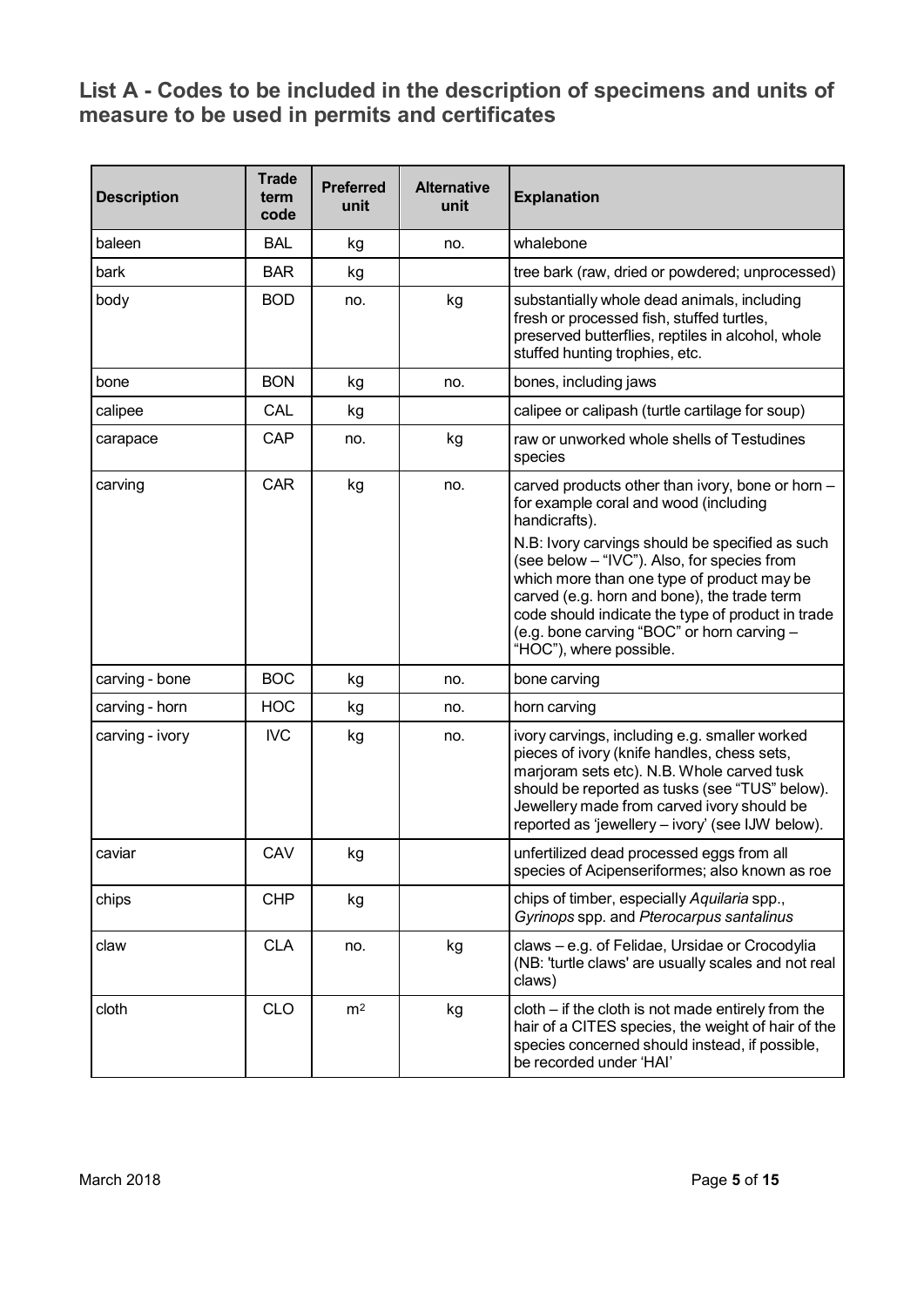## List A - Codes to be included in the description of specimens and units of measure to be used in permits and certificates

| Description | Trade term code | Preferred unit | Alternative unit | Explanation |
|---|---|---|---|---|
| baleen | BAL | kg | no. | whalebone |
| bark | BAR | kg | | tree bark (raw, dried or powdered; unprocessed) |
| body | BOD | no. | kg | substantially whole dead animals, including fresh or processed fish, stuffed turtles, preserved butterflies, reptiles in alcohol, whole stuffed hunting trophies, etc. |
| bone | BON | kg | no. | bones, including jaws |
| calipee | CAL | kg | | calipee or calipash (turtle cartilage for soup) |
| carapace | CAP | no. | kg | raw or unworked whole shells of Testudines species |
| carving | CAR | kg | no. | carved products other than ivory, bone or horn – for example coral and wood (including handicrafts). N.B: Ivory carvings should be specified as such (see below – "IVC"). Also, for species from which more than one type of product may be carved (e.g. horn and bone), the trade term code should indicate the type of product in trade (e.g. bone carving "BOC" or horn carving – "HOC"), where possible. |
| carving - bone | BOC | kg | no. | bone carving |
| carving - horn | HOC | kg | no. | horn carving |
| carving - ivory | IVC | kg | no. | ivory carvings, including e.g. smaller worked pieces of ivory (knife handles, chess sets, marjoram sets etc). N.B. Whole carved tusk should be reported as tusks (see "TUS" below). Jewellery made from carved ivory should be reported as 'jewellery – ivory' (see IJW below). |
| caviar | CAV | kg | | unfertilized dead processed eggs from all species of Acipenseriformes; also known as roe |
| chips | CHP | kg | | chips of timber, especially *Aquilaria* spp., *Gyrinops* spp. and *Pterocarpus santalinus* |
| claw | CLA | no. | kg | claws – e.g. of Felidae, Ursidae or Crocodylia (NB: 'turtle claws' are usually scales and not real claws) |
| cloth | CLO | $m^2$ | kg | cloth – if the cloth is not made entirely from the hair of a CITES species, the weight of hair of the species concerned should instead, if possible, be recorded under 'HAI' |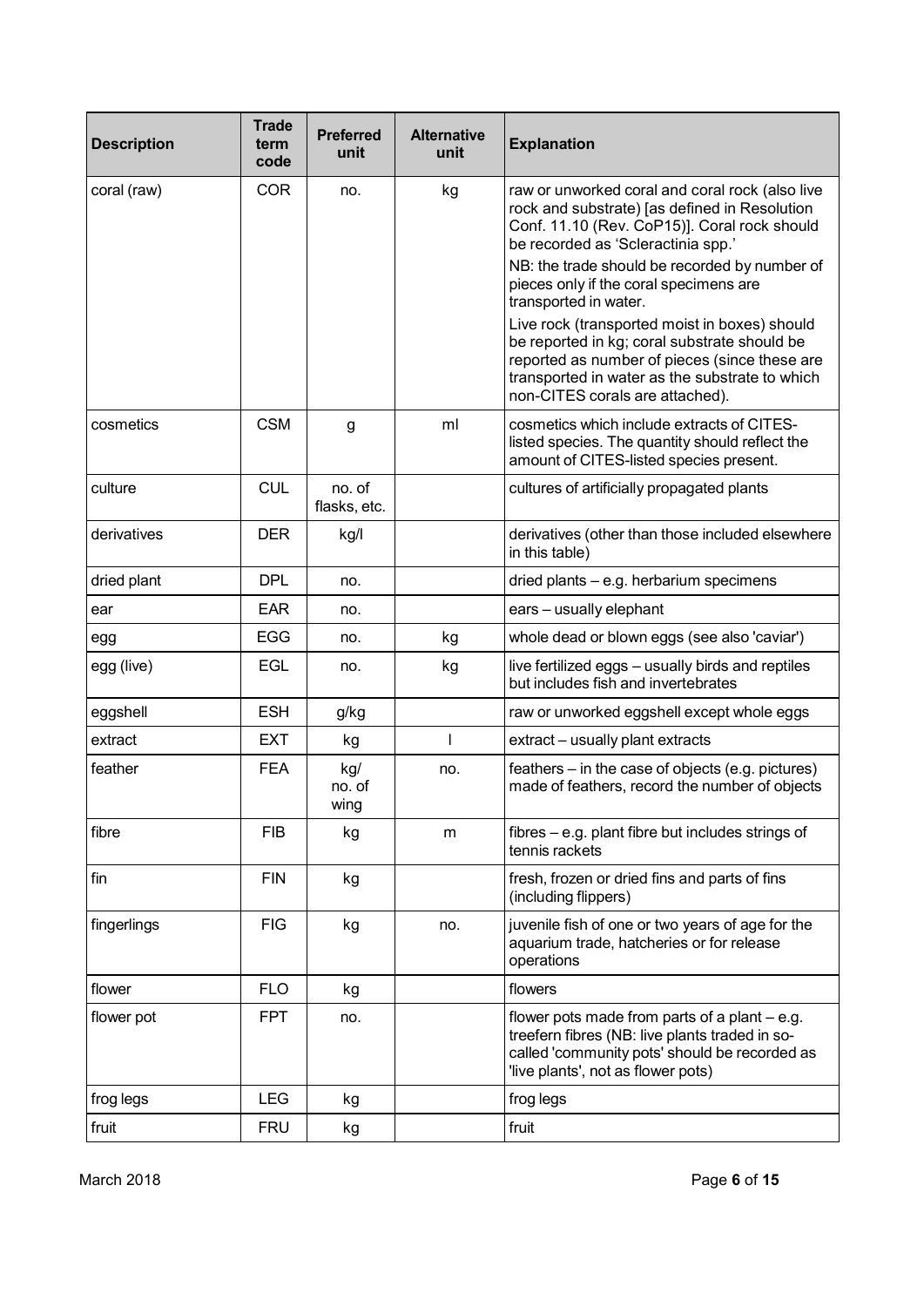| Description | Trade term code | Preferred unit | Alternative unit | Explanation |
|---|---|---|---|---|
| coral (raw) | COR | no. | kg | raw or unworked coral and coral rock (also live rock and substrate) [as defined in Resolution Conf. 11.10 (Rev. CoP15)]. Coral rock should be recorded as 'Scleractinia spp.'<br>NB: the trade should be recorded by number of pieces only if the coral specimens are transported in water.<br>Live rock (transported moist in boxes) should be reported in kg; coral substrate should be reported as number of pieces (since these are transported in water as the substrate to which non-CITES corals are attached). |
| cosmetics | CSM | g | ml | cosmetics which include extracts of CITES-listed species. The quantity should reflect the amount of CITES-listed species present. |
| culture | CUL | no. of flasks, etc. | | cultures of artificially propagated plants |
| derivatives | DER | kg/l | | derivatives (other than those included elsewhere in this table) |
| dried plant | DPL | no. | | dried plants – e.g. herbarium specimens |
| ear | EAR | no. | | ears – usually elephant |
| egg | EGG | no. | kg | whole dead or blown eggs (see also 'caviar') |
| egg (live) | EGL | no. | kg | live fertilized eggs – usually birds and reptiles but includes fish and invertebrates |
| eggshell | ESH | g/kg | | raw or unworked eggshell except whole eggs |
| extract | EXT | kg | l | extract – usually plant extracts |
| feather | FEA | kg/ no. of wing | no. | feathers – in the case of objects (e.g. pictures) made of feathers, record the number of objects |
| fibre | FIB | kg | m | fibres – e.g. plant fibre but includes strings of tennis rackets |
| fin | FIN | kg | | fresh, frozen or dried fins and parts of fins (including flippers) |
| fingerlings | FIG | kg | no. | juvenile fish of one or two years of age for the aquarium trade, hatcheries or for release operations |
| flower | FLO | kg | | flowers |
| flower pot | FPT | no. | | flower pots made from parts of a plant – e.g. treefern fibres (NB: live plants traded in so-called 'community pots' should be recorded as 'live plants', not as flower pots) |
| frog legs | LEG | kg | | frog legs |
| fruit | FRU | kg | | fruit |

March 2018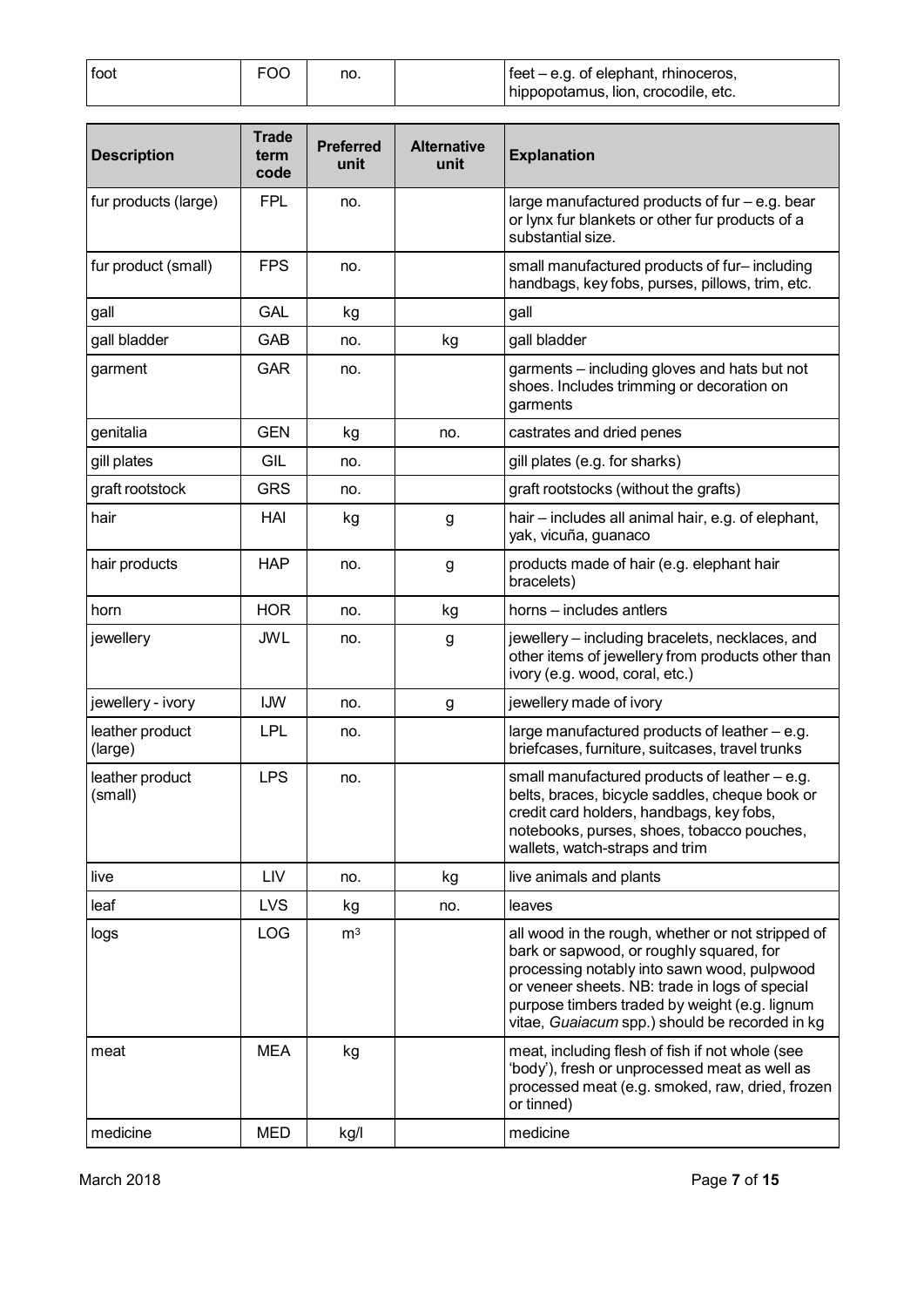| foot | FOO | no. | | feet – e.g. of elephant, rhinoceros, hippopotamus, lion, crocodile, etc. |
|---|---|---|---|---|

| Description | Trade term code | Preferred unit | Alternative unit | Explanation |
|---|---|---|---|---|
| fur products (large) | FPL | no. | | large manufactured products of fur – e.g. bear or lynx fur blankets or other fur products of a substantial size. |
| fur product (small) | FPS | no. | | small manufactured products of fur– including handbags, key fobs, purses, pillows, trim, etc. |
| gall | GAL | kg | | gall |
| gall bladder | GAB | no. | kg | gall bladder |
| garment | GAR | no. | | garments – including gloves and hats but not shoes. Includes trimming or decoration on garments |
| genitalia | GEN | kg | no. | castrates and dried penes |
| gill plates | GIL | no. | | gill plates (e.g. for sharks) |
| graft rootstock | GRS | no. | | graft rootstocks (without the grafts) |
| hair | HAI | kg | g | hair – includes all animal hair, e.g. of elephant, yak, vicuña, guanaco |
| hair products | HAP | no. | g | products made of hair (e.g. elephant hair bracelets) |
| horn | HOR | no. | kg | horns – includes antlers |
| jewellery | JWL | no. | g | jewellery – including bracelets, necklaces, and other items of jewellery from products other than ivory (e.g. wood, coral, etc.) |
| jewellery - ivory | IJW | no. | g | jewellery made of ivory |
| leather product (large) | LPL | no. | | large manufactured products of leather – e.g. briefcases, furniture, suitcases, travel trunks |
| leather product (small) | LPS | no. | | small manufactured products of leather – e.g. belts, braces, bicycle saddles, cheque book or credit card holders, handbags, key fobs, notebooks, purses, shoes, tobacco pouches, wallets, watch-straps and trim |
| live | LIV | no. | kg | live animals and plants |
| leaf | LVS | kg | no. | leaves |
| logs | LOG | $m^3$ | | all wood in the rough, whether or not stripped of bark or sapwood, or roughly squared, for processing notably into sawn wood, pulpwood or veneer sheets. NB: trade in logs of special purpose timbers traded by weight (e.g. lignum vitae, *Guaiacum* spp.) should be recorded in kg |
| meat | MEA | kg | | meat, including flesh of fish if not whole (see 'body'), fresh or unprocessed meat as well as processed meat (e.g. smoked, raw, dried, frozen or tinned) |
| medicine | MED | kg/l | | medicine |

March 2018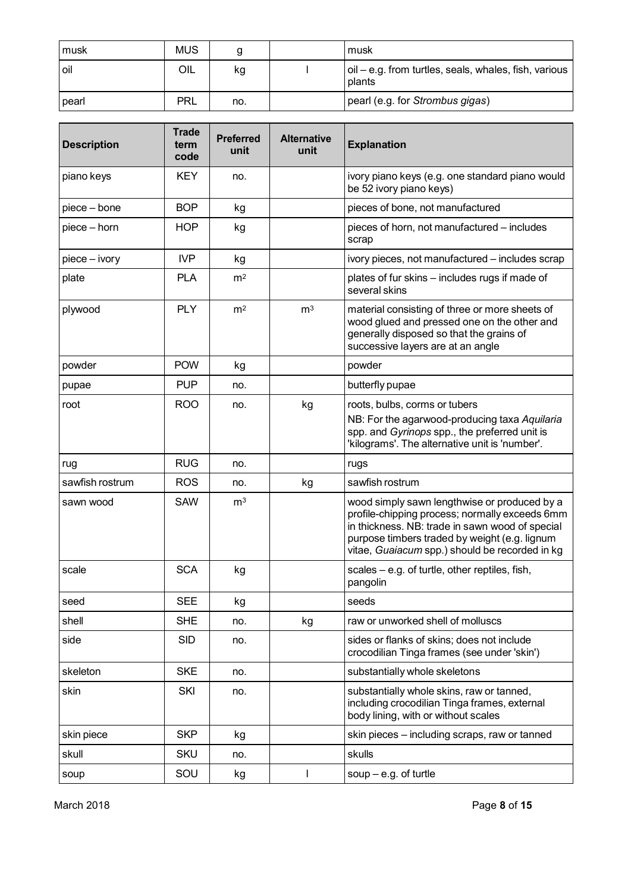| musk | MUS | g | | musk |
|---|---|---|---|---|
| oil | OIL | kg | l | oil – e.g. from turtles, seals, whales, fish, various plants |
| pearl | PRL | no. | | pearl (e.g. for *Strombus gigas*) |

| Description | Trade term code | Preferred unit | Alternative unit | Explanation |
|---|---|---|---|---|
| piano keys | KEY | no. | | ivory piano keys (e.g. one standard piano would be 52 ivory piano keys) |
| piece – bone | BOP | kg | | pieces of bone, not manufactured |
| piece – horn | HOP | kg | | pieces of horn, not manufactured – includes scrap |
| piece – ivory | IVP | kg | | ivory pieces, not manufactured – includes scrap |
| plate | PLA | $m^2$ | | plates of fur skins – includes rugs if made of several skins |
| plywood | PLY | $m^2$ | $m^3$ | material consisting of three or more sheets of wood glued and pressed one on the other and generally disposed so that the grains of successive layers are at an angle |
| powder | POW | kg | | powder |
| pupae | PUP | no. | | butterfly pupae |
| root | ROO | no. | kg | roots, bulbs, corms or tubers<br>NB: For the agarwood-producing taxa *Aquilaria* spp. and *Gyrinops* spp., the preferred unit is 'kilograms'. The alternative unit is 'number'. |
| rug | RUG | no. | | rugs |
| sawfish rostrum | ROS | no. | kg | sawfish rostrum |
| sawn wood | SAW | $m^3$ | | wood simply sawn lengthwise or produced by a profile-chipping process; normally exceeds 6mm in thickness. NB: trade in sawn wood of special purpose timbers traded by weight (e.g. lignum vitae, *Guaiacum* spp.) should be recorded in kg |
| scale | SCA | kg | | scales – e.g. of turtle, other reptiles, fish, pangolin |
| seed | SEE | kg | | seeds |
| shell | SHE | no. | kg | raw or unworked shell of molluscs |
| side | SID | no. | | sides or flanks of skins; does not include crocodilian Tinga frames (see under 'skin') |
| skeleton | SKE | no. | | substantially whole skeletons |
| skin | SKI | no. | | substantially whole skins, raw or tanned, including crocodilian Tinga frames, external body lining, with or without scales |
| skin piece | SKP | kg | | skin pieces – including scraps, raw or tanned |
| skull | SKU | no. | | skulls |
| soup | SOU | kg | l | soup – e.g. of turtle |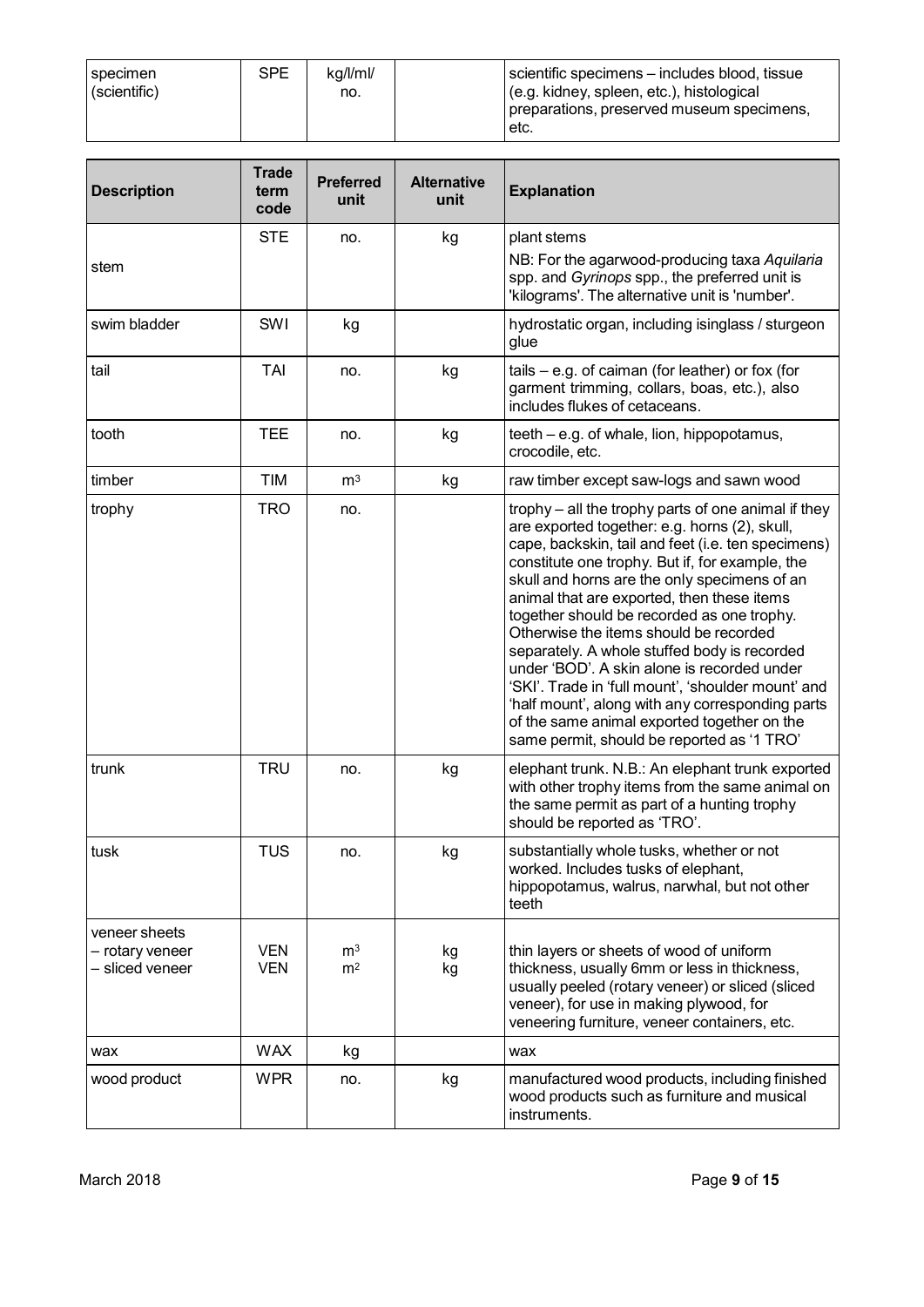| Description | Trade term code | Preferred unit | Alternative unit | Explanation |
|---|---|---|---|---|
| specimen (scientific) | SPE | kg/l/ml/ no. | | scientific specimens – includes blood, tissue (e.g. kidney, spleen, etc.), histological preparations, preserved museum specimens, etc. |
| stem | STE | no. | kg | plant stems<br>NB: For the agarwood-producing taxa *Aquilaria* spp. and *Gyrinops* spp., the preferred unit is 'kilograms'. The alternative unit is 'number'. |
| swim bladder | SWI | kg | | hydrostatic organ, including isinglass / sturgeon glue |
| tail | TAI | no. | kg | tails – e.g. of caiman (for leather) or fox (for garment trimming, collars, boas, etc.), also includes flukes of cetaceans. |
| tooth | TEE | no. | kg | teeth – e.g. of whale, lion, hippopotamus, crocodile, etc. |
| timber | TIM | $m^3$ | kg | raw timber except saw-logs and sawn wood |
| trophy | TRO | no. | | trophy – all the trophy parts of one animal if they are exported together: e.g. horns (2), skull, cape, backskin, tail and feet (i.e. ten specimens) constitute one trophy. But if, for example, the skull and horns are the only specimens of an animal that are exported, then these items together should be recorded as one trophy. Otherwise the items should be recorded separately. A whole stuffed body is recorded under 'BOD'. A skin alone is recorded under 'SKI'. Trade in 'full mount', 'shoulder mount' and 'half mount', along with any corresponding parts of the same animal exported together on the same permit, should be reported as '1 TRO' |
| trunk | TRU | no. | kg | elephant trunk. N.B.: An elephant trunk exported with other trophy items from the same animal on the same permit as part of a hunting trophy should be reported as 'TRO'. |
| tusk | TUS | no. | kg | substantially whole tusks, whether or not worked. Includes tusks of elephant, hippopotamus, walrus, narwhal, but not other teeth |
| veneer sheets<br>– rotary veneer<br>– sliced veneer | <br>VEN<br>VEN | <br>$m^3$<br>$m^2$ | <br>kg<br>kg | thin layers or sheets of wood of uniform thickness, usually 6mm or less in thickness, usually peeled (rotary veneer) or sliced (sliced veneer), for use in making plywood, for veneering furniture, veneer containers, etc. |
| wax | WAX | kg | | wax |
| wood product | WPR | no. | kg | manufactured wood products, including finished wood products such as furniture and musical instruments. |

March 2018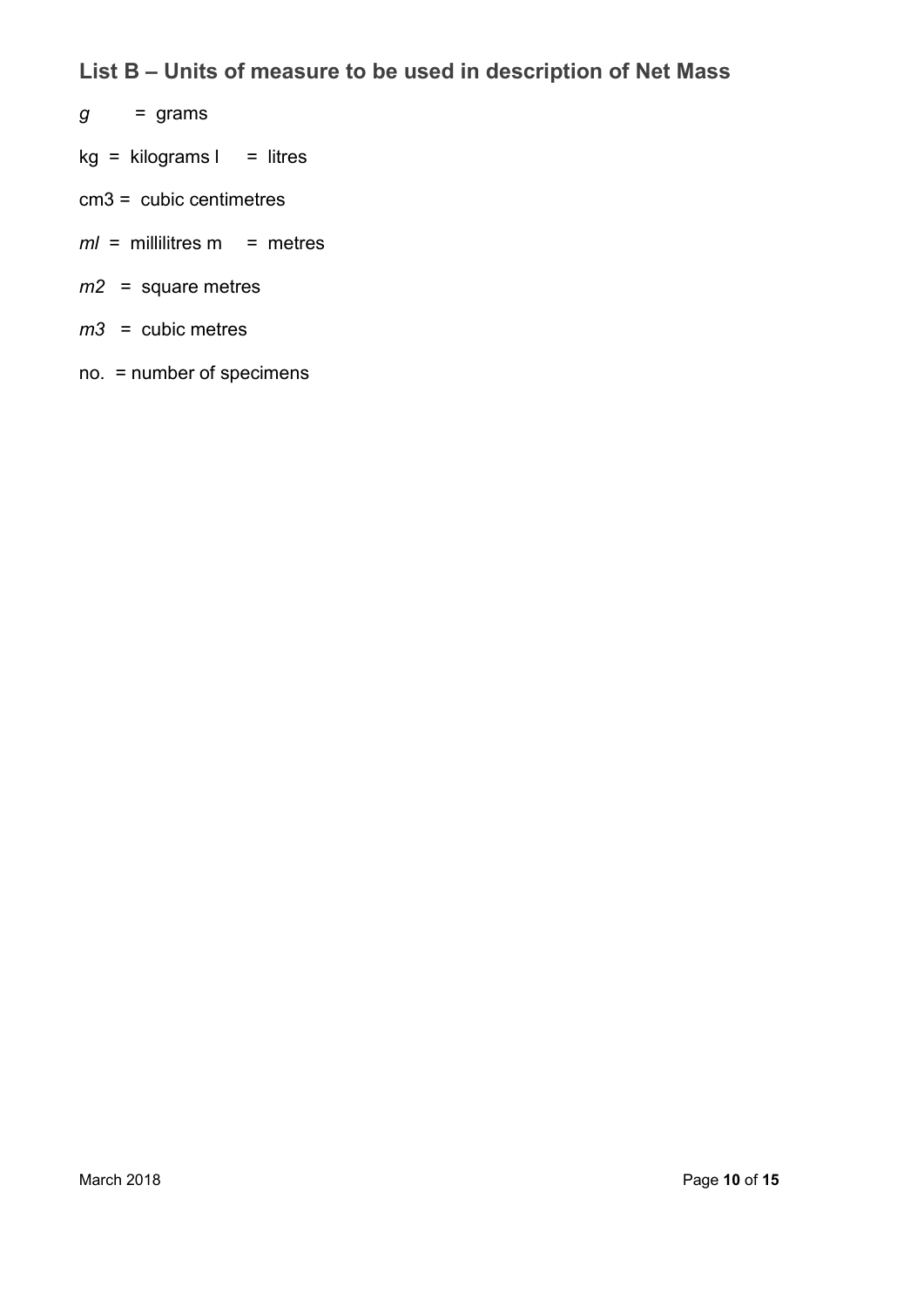## List B – Units of measure to be used in description of Net Mass

*g* = grams

kg = kilograms l = litres

cm3 = cubic centimetres

*ml* = millilitres m = metres

*m2* = square metres

*m3* = cubic metres

no. = number of specimens

March 2018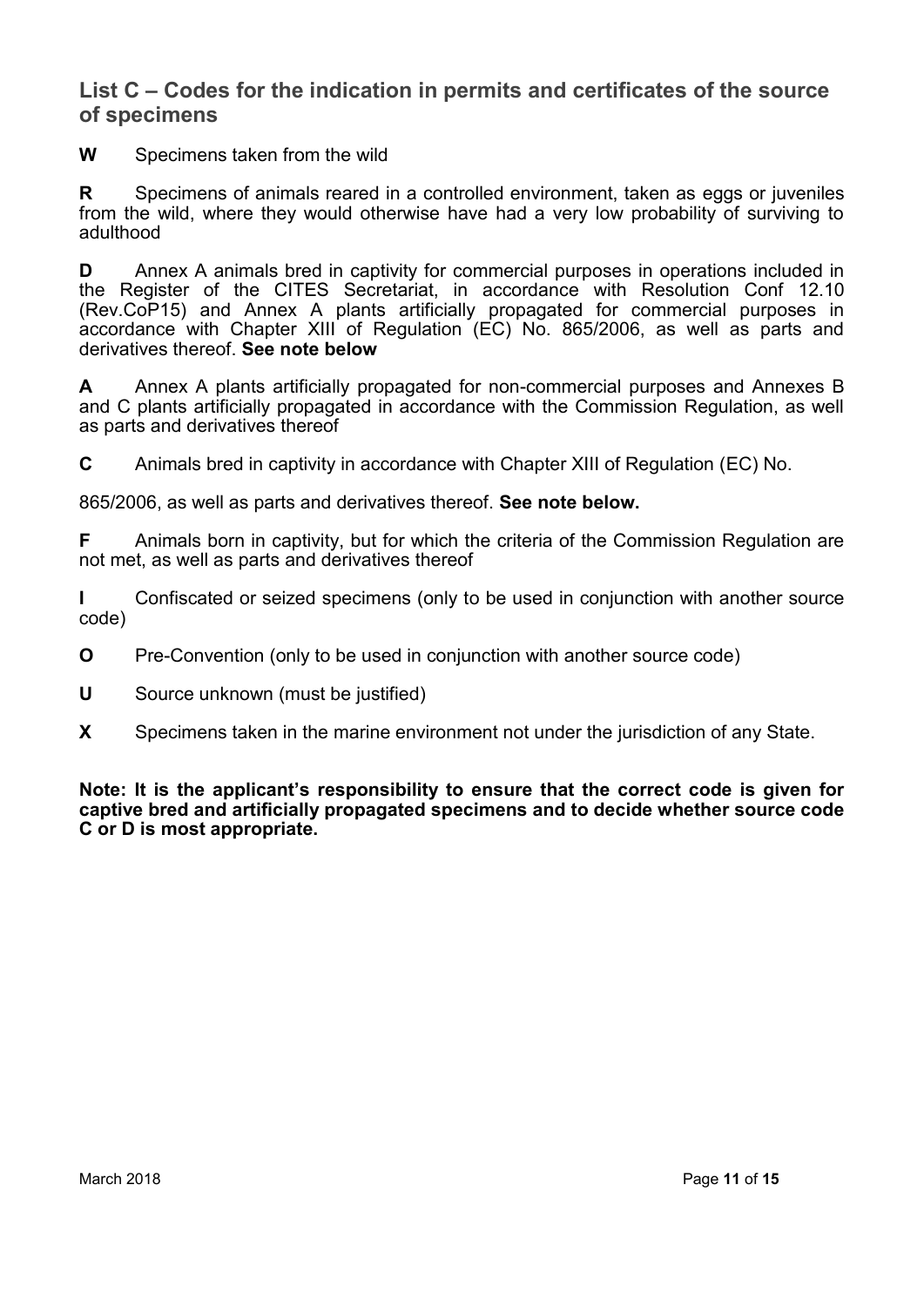## List C – Codes for the indication in permits and certificates of the source of specimens

**W** Specimens taken from the wild

**R** Specimens of animals reared in a controlled environment, taken as eggs or juveniles from the wild, where they would otherwise have had a very low probability of surviving to adulthood

**D** Annex A animals bred in captivity for commercial purposes in operations included in the Register of the CITES Secretariat, in accordance with Resolution Conf 12.10 (Rev.CoP15) and Annex A plants artificially propagated for commercial purposes in accordance with Chapter XIII of Regulation (EC) No. 865/2006, as well as parts and derivatives thereof. **See note below**

**A** Annex A plants artificially propagated for non-commercial purposes and Annexes B and C plants artificially propagated in accordance with the Commission Regulation, as well as parts and derivatives thereof

**C** Animals bred in captivity in accordance with Chapter XIII of Regulation (EC) No.

865/2006, as well as parts and derivatives thereof. **See note below.**

**F** Animals born in captivity, but for which the criteria of the Commission Regulation are not met, as well as parts and derivatives thereof

**I** Confiscated or seized specimens (only to be used in conjunction with another source code)

**O** Pre-Convention (only to be used in conjunction with another source code)

**U** Source unknown (must be justified)

**X** Specimens taken in the marine environment not under the jurisdiction of any State.

**Note: It is the applicant's responsibility to ensure that the correct code is given for captive bred and artificially propagated specimens and to decide whether source code C or D is most appropriate.**

March 2018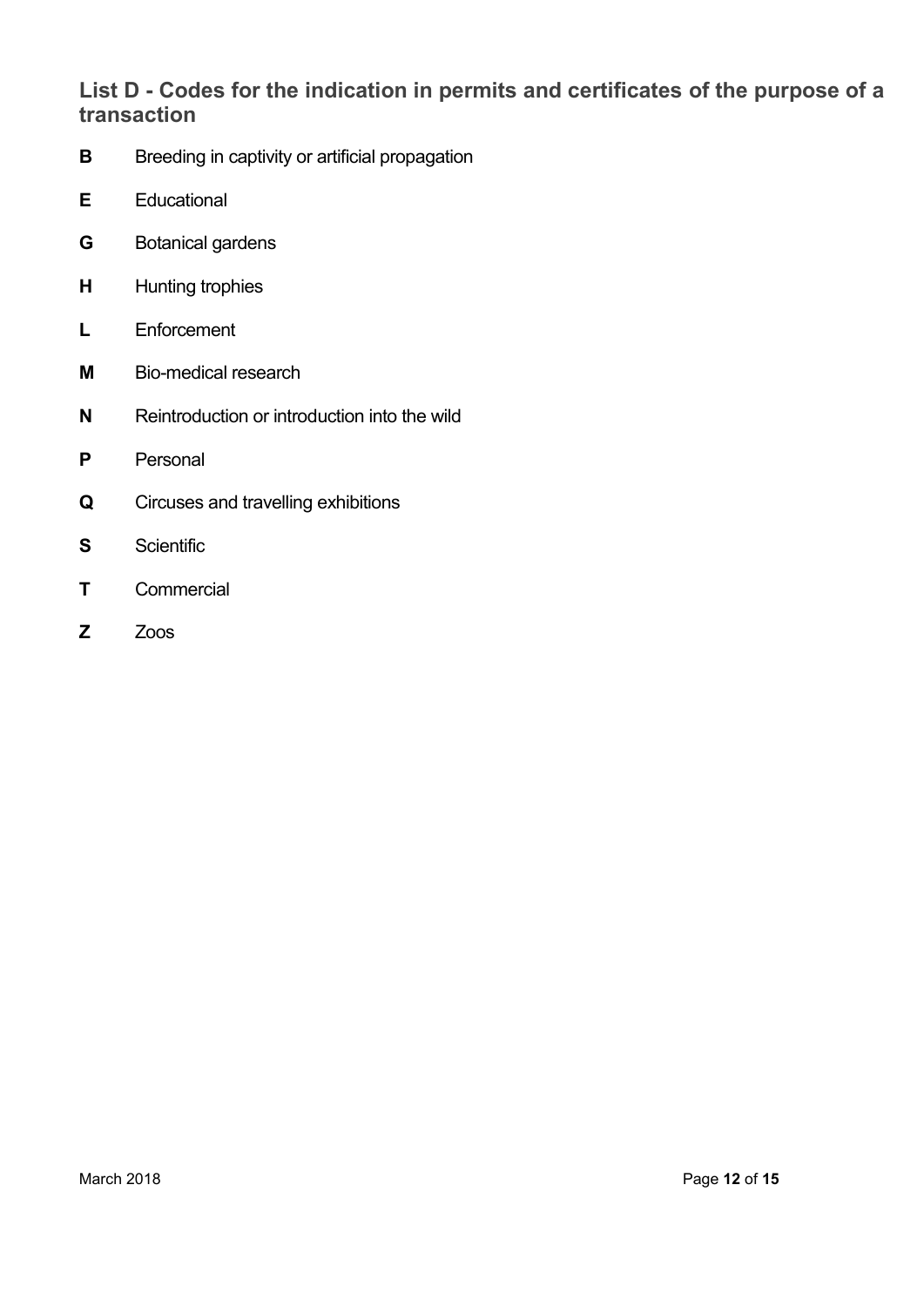## List D - Codes for the indication in permits and certificates of the purpose of a transaction

**B** Breeding in captivity or artificial propagation

**E** Educational

**G** Botanical gardens

**H** Hunting trophies

**L** Enforcement

**M** Bio-medical research

**N** Reintroduction or introduction into the wild

**P** Personal

**Q** Circuses and travelling exhibitions

**S** Scientific

**T** Commercial

**Z** Zoos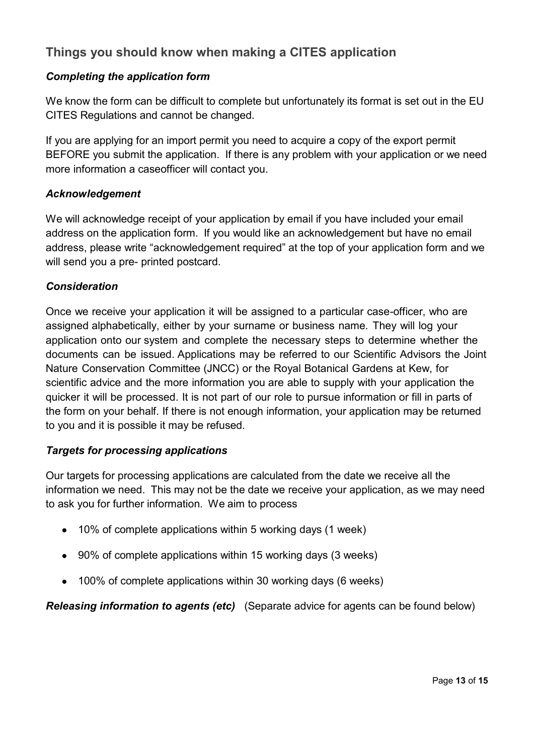## Things you should know when making a CITES application

### *Completing the application form*

We know the form can be difficult to complete but unfortunately its format is set out in the EU CITES Regulations and cannot be changed.

If you are applying for an import permit you need to acquire a copy of the export permit BEFORE you submit the application. If there is any problem with your application or we need more information a caseofficer will contact you.

### *Acknowledgement*

We will acknowledge receipt of your application by email if you have included your email address on the application form. If you would like an acknowledgement but have no email address, please write "acknowledgement required" at the top of your application form and we will send you a pre- printed postcard.

### *Consideration*

Once we receive your application it will be assigned to a particular case-officer, who are assigned alphabetically, either by your surname or business name. They will log your application onto our system and complete the necessary steps to determine whether the documents can be issued. Applications may be referred to our Scientific Advisors the Joint Nature Conservation Committee (JNCC) or the Royal Botanical Gardens at Kew, for scientific advice and the more information you are able to supply with your application the quicker it will be processed. It is not part of our role to pursue information or fill in parts of the form on your behalf. If there is not enough information, your application may be returned to you and it is possible it may be refused.

### *Targets for processing applications*

Our targets for processing applications are calculated from the date we receive all the information we need. This may not be the date we receive your application, as we may need to ask you for further information. We aim to process

- 10% of complete applications within 5 working days (1 week)
- 90% of complete applications within 15 working days (3 weeks)
- 100% of complete applications within 30 working days (6 weeks)

***Releasing information to agents (etc)*** (Separate advice for agents can be found below)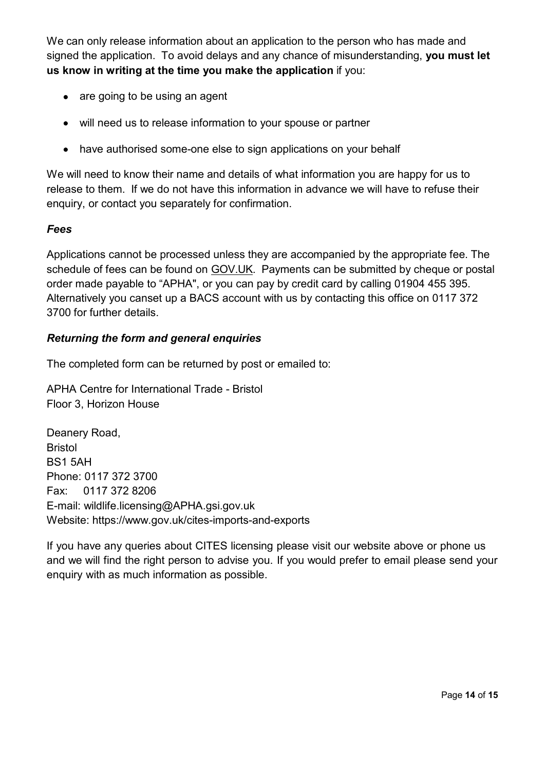We can only release information about an application to the person who has made and signed the application. To avoid delays and any chance of misunderstanding, **you must let us know in writing at the time you make the application** if you:

- are going to be using an agent
- will need us to release information to your spouse or partner
- have authorised some-one else to sign applications on your behalf

We will need to know their name and details of what information you are happy for us to release to them. If we do not have this information in advance we will have to refuse their enquiry, or contact you separately for confirmation.

### *Fees*

Applications cannot be processed unless they are accompanied by the appropriate fee. The schedule of fees can be found on GOV.UK. Payments can be submitted by cheque or postal order made payable to "APHA", or you can pay by credit card by calling 01904 455 395. Alternatively you canset up a BACS account with us by contacting this office on 0117 372 3700 for further details.

### *Returning the form and general enquiries*

The completed form can be returned by post or emailed to:

APHA Centre for International Trade - Bristol
Floor 3, Horizon House

Deanery Road,
Bristol
BS1 5AH
Phone: 0117 372 3700
Fax: 0117 372 8206
E-mail: wildlife.licensing@APHA.gsi.gov.uk
Website: https://www.gov.uk/cites-imports-and-exports

If you have any queries about CITES licensing please visit our website above or phone us and we will find the right person to advise you. If you would prefer to email please send your enquiry with as much information as possible.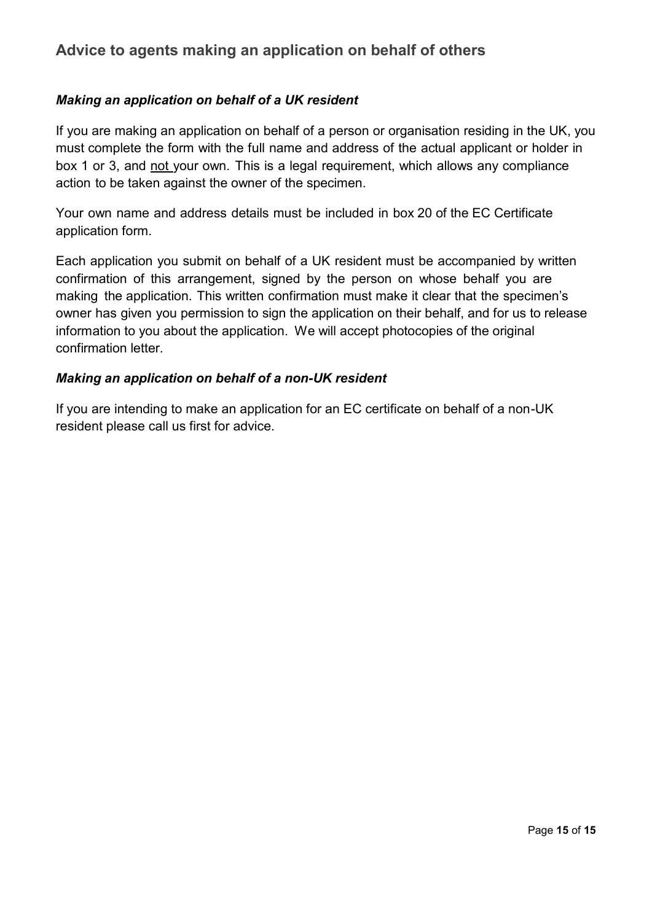## Advice to agents making an application on behalf of others

### *Making an application on behalf of a UK resident*

If you are making an application on behalf of a person or organisation residing in the UK, you must complete the form with the full name and address of the actual applicant or holder in box 1 or 3, and <u>not</u> your own. This is a legal requirement, which allows any compliance action to be taken against the owner of the specimen.

Your own name and address details must be included in box 20 of the EC Certificate application form.

Each application you submit on behalf of a UK resident must be accompanied by written confirmation of this arrangement, signed by the person on whose behalf you are making the application. This written confirmation must make it clear that the specimen's owner has given you permission to sign the application on their behalf, and for us to release information to you about the application. We will accept photocopies of the original confirmation letter.

### *Making an application on behalf of a non-UK resident*

If you are intending to make an application for an EC certificate on behalf of a non-UK resident please call us first for advice.